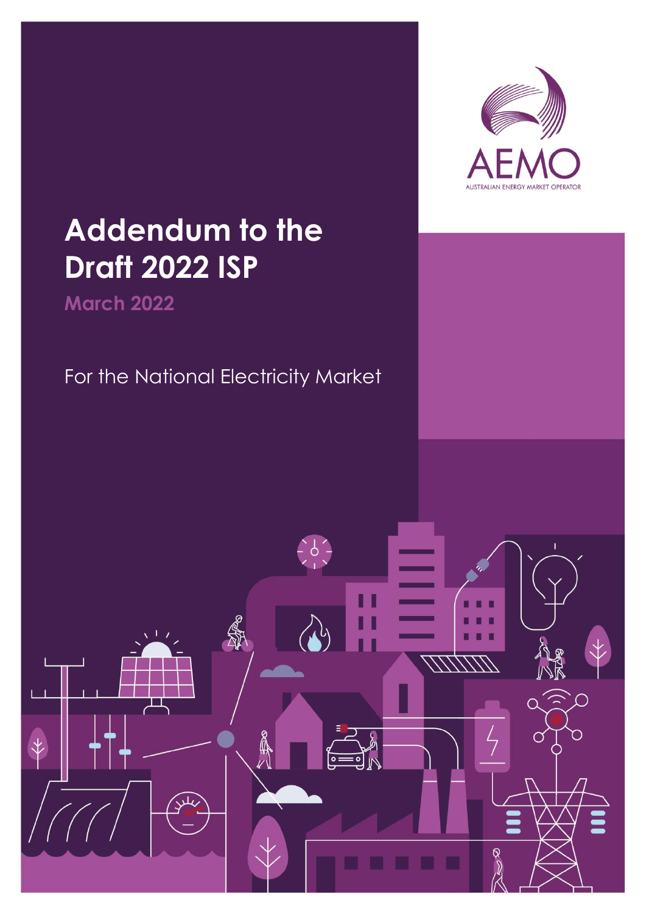AEMO

AUSTRALIAN ENERGY MARKET OPERATOR

# Addendum to the Draft 2022 ISP

## March 2022

For the National Electricity Market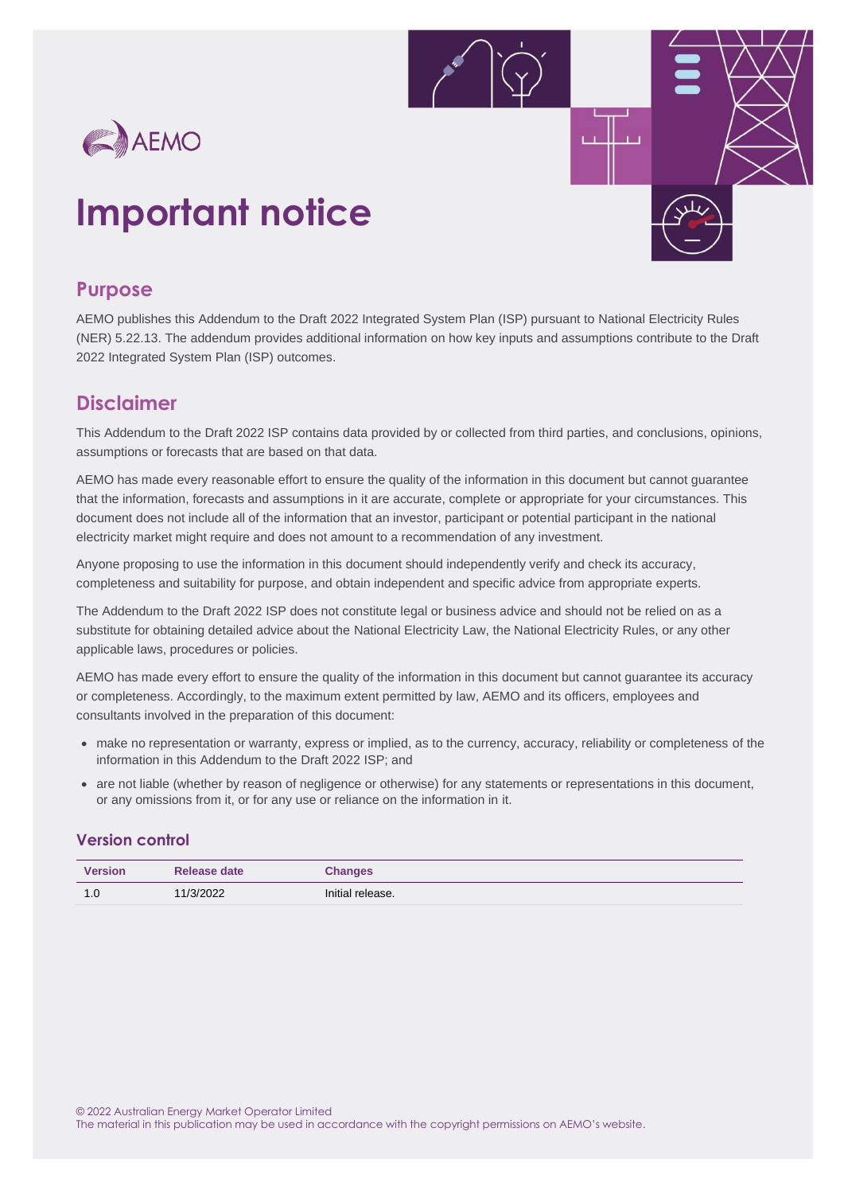# Important notice

## Purpose

AEMO publishes this Addendum to the Draft 2022 Integrated System Plan (ISP) pursuant to National Electricity Rules (NER) 5.22.13. The addendum provides additional information on how key inputs and assumptions contribute to the Draft 2022 Integrated System Plan (ISP) outcomes.

## Disclaimer

This Addendum to the Draft 2022 ISP contains data provided by or collected from third parties, and conclusions, opinions, assumptions or forecasts that are based on that data.

AEMO has made every reasonable effort to ensure the quality of the information in this document but cannot guarantee that the information, forecasts and assumptions in it are accurate, complete or appropriate for your circumstances. This document does not include all of the information that an investor, participant or potential participant in the national electricity market might require and does not amount to a recommendation of any investment.

Anyone proposing to use the information in this document should independently verify and check its accuracy, completeness and suitability for purpose, and obtain independent and specific advice from appropriate experts.

The Addendum to the Draft 2022 ISP does not constitute legal or business advice and should not be relied on as a substitute for obtaining detailed advice about the National Electricity Law, the National Electricity Rules, or any other applicable laws, procedures or policies.

AEMO has made every effort to ensure the quality of the information in this document but cannot guarantee its accuracy or completeness. Accordingly, to the maximum extent permitted by law, AEMO and its officers, employees and consultants involved in the preparation of this document:

- make no representation or warranty, express or implied, as to the currency, accuracy, reliability or completeness of the information in this Addendum to the Draft 2022 ISP; and
- are not liable (whether by reason of negligence or otherwise) for any statements or representations in this document, or any omissions from it, or for any use or reliance on the information in it.

### Version control

| Version | Release date | Changes |
|---|---|---|
| 1.0 | 11/3/2022 | Initial release. |

© 2022 Australian Energy Market Operator Limited
The material in this publication may be used in accordance with the copyright permissions on AEMO's website.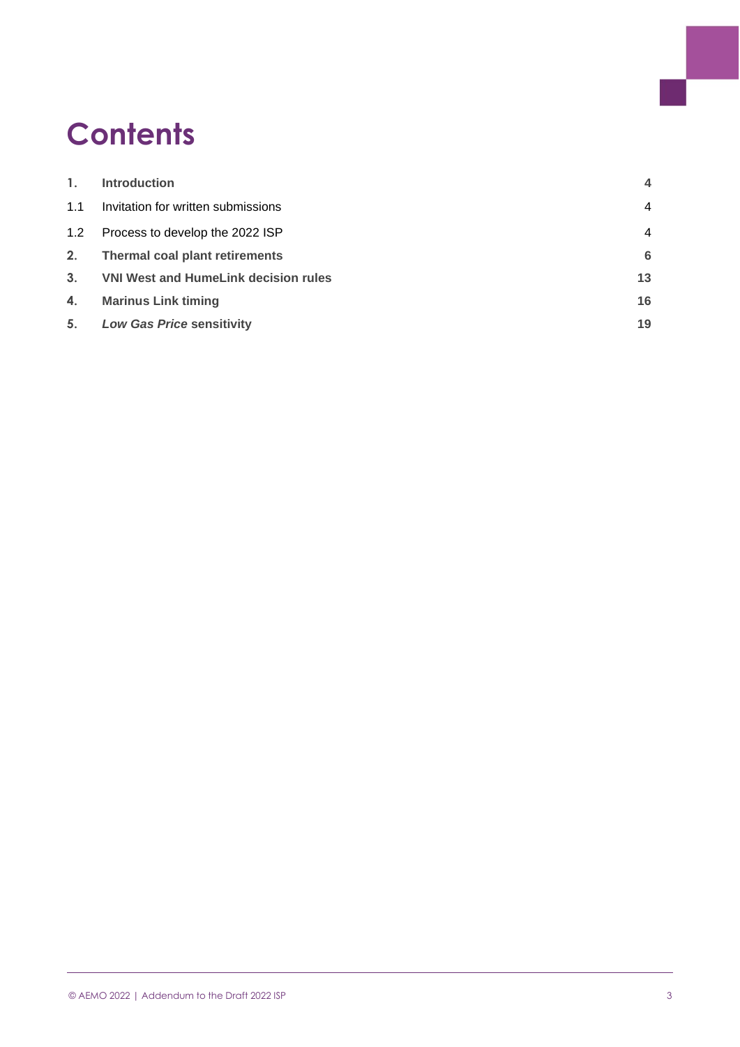# Contents

| | | |
|---|---|---|
| **1.** | **Introduction** | **4** |
| 1.1 | Invitation for written submissions | 4 |
| 1.2 | Process to develop the 2022 ISP | 4 |
| **2.** | **Thermal coal plant retirements** | **6** |
| **3.** | **VNI West and HumeLink decision rules** | **13** |
| **4.** | **Marinus Link timing** | **16** |
| ***5.*** | ***Low Gas Price* sensitivity** | **19** |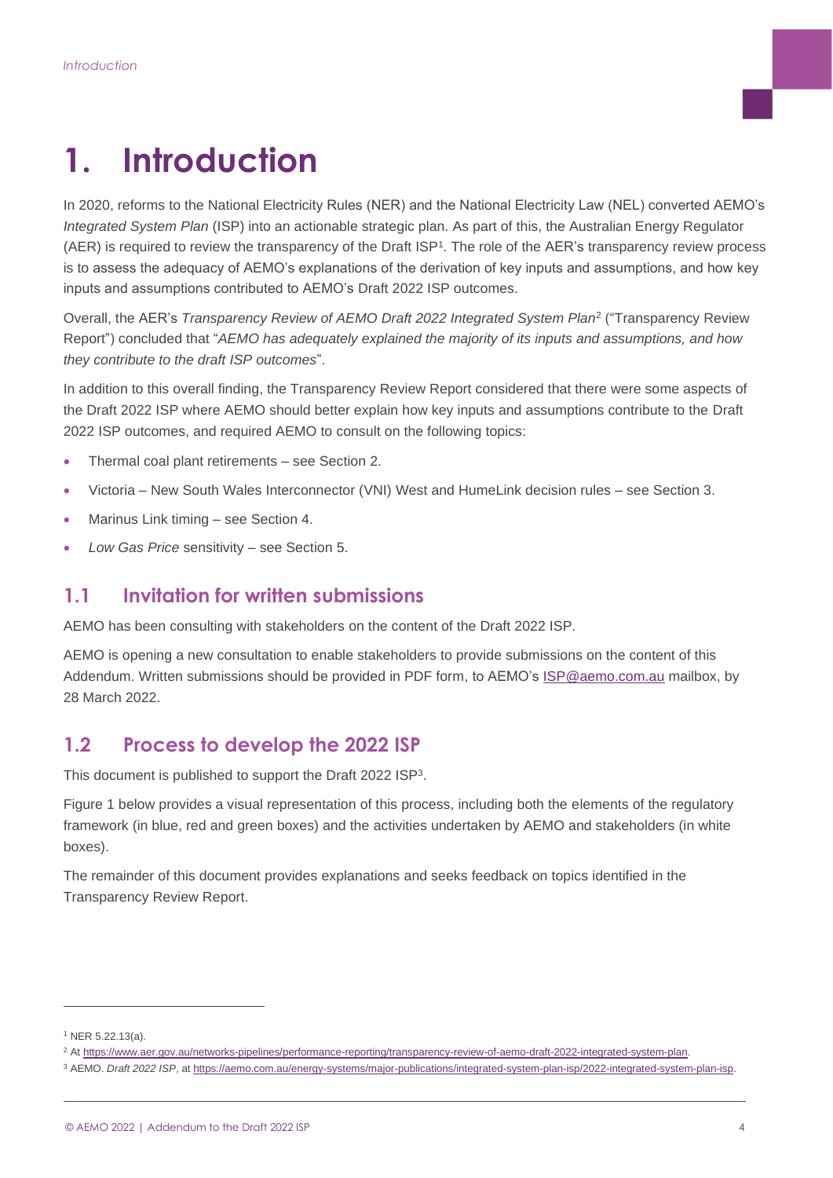# 1. Introduction

In 2020, reforms to the National Electricity Rules (NER) and the National Electricity Law (NEL) converted AEMO's *Integrated System Plan* (ISP) into an actionable strategic plan. As part of this, the Australian Energy Regulator (AER) is required to review the transparency of the Draft ISP[1]. The role of the AER's transparency review process is to assess the adequacy of AEMO's explanations of the derivation of key inputs and assumptions, and how key inputs and assumptions contributed to AEMO's Draft 2022 ISP outcomes.

Overall, the AER's *Transparency Review of AEMO Draft 2022 Integrated System Plan*[2] ("Transparency Review Report") concluded that "*AEMO has adequately explained the majority of its inputs and assumptions, and how they contribute to the draft ISP outcomes*".

In addition to this overall finding, the Transparency Review Report considered that there were some aspects of the Draft 2022 ISP where AEMO should better explain how key inputs and assumptions contribute to the Draft 2022 ISP outcomes, and required AEMO to consult on the following topics:

- Thermal coal plant retirements – see Section 2.
- Victoria – New South Wales Interconnector (VNI) West and HumeLink decision rules – see Section 3.
- Marinus Link timing – see Section 4.
- *Low Gas Price* sensitivity – see Section 5.

## 1.1 Invitation for written submissions

AEMO has been consulting with stakeholders on the content of the Draft 2022 ISP.

AEMO is opening a new consultation to enable stakeholders to provide submissions on the content of this Addendum. Written submissions should be provided in PDF form, to AEMO's ISP@aemo.com.au mailbox, by 28 March 2022.

## 1.2 Process to develop the 2022 ISP

This document is published to support the Draft 2022 ISP[3].

Figure 1 below provides a visual representation of this process, including both the elements of the regulatory framework (in blue, red and green boxes) and the activities undertaken by AEMO and stakeholders (in white boxes).

The remainder of this document provides explanations and seeks feedback on topics identified in the Transparency Review Report.

---

[1] NER 5.22.13(a).

[2] At https://www.aer.gov.au/networks-pipelines/performance-reporting/transparency-review-of-aemo-draft-2022-integrated-system-plan.

[3] AEMO. *Draft 2022 ISP*, at https://aemo.com.au/energy-systems/major-publications/integrated-system-plan-isp/2022-integrated-system-plan-isp.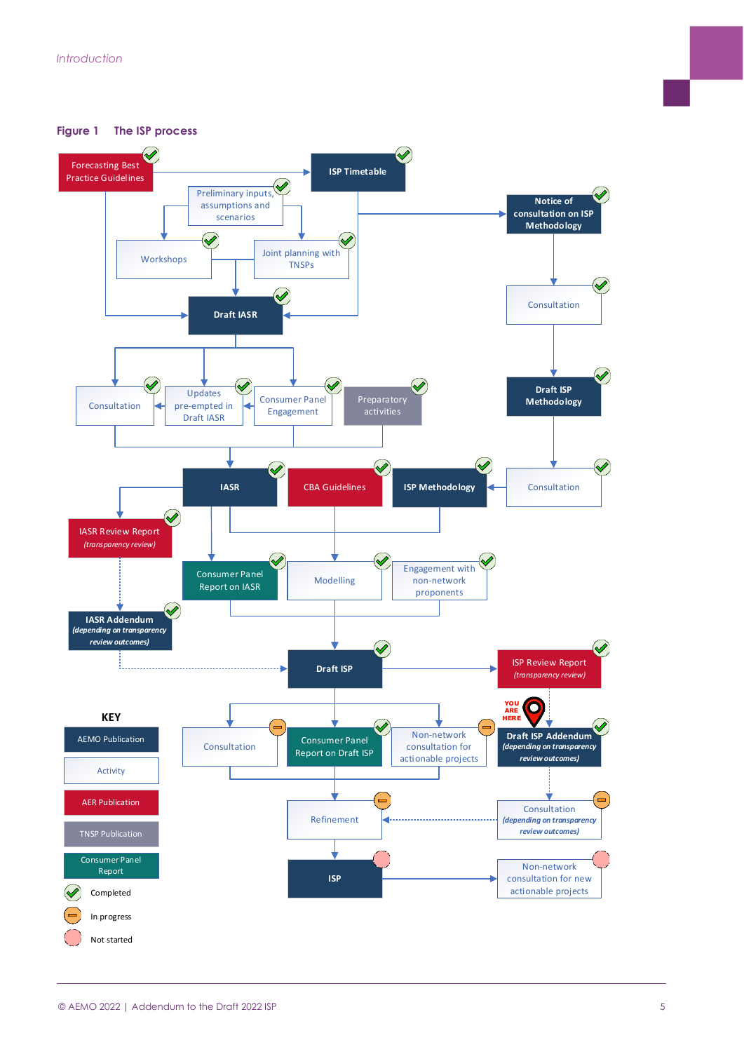**Figure 1 The ISP process**

- Forecasting Best Practice Guidelines (Completed)
- ISP Timetable (Completed)
- Preliminary inputs, assumptions and scenarios (Completed)
- Workshops (Completed)
- Joint planning with TNSPs (Completed)
- Draft IASR (Completed)
- Consultation (Completed)
- Updates pre-empted in Draft IASR (Completed)
- Consumer Panel Engagement (Completed)
- Preparatory activities (Completed)
- Notice of consultation on ISP Methodology (Completed)
- Consultation (Completed)
- Draft ISP Methodology (Completed)
- Consultation (Completed)
- IASR (Completed)
- CBA Guidelines (Completed)
- ISP Methodology (Completed)
- IASR Review Report *(transparency review)* (Completed)
- Consumer Panel Report on IASR (Completed)
- Modelling (Completed)
- Engagement with non-network proponents (Completed)
- IASR Addendum *(depending on transparency review outcomes)* (Completed)
- Draft ISP (Completed)
- ISP Review Report *(transparency review)* (Completed)
- YOU ARE HERE
- Draft ISP Addendum *(depending on transparency review outcomes)* (Completed)
- Consultation (In progress)
- Consumer Panel Report on Draft ISP (Completed)
- Non-network consultation for actionable projects (In progress)
- Refinement (In progress)
- Consultation *(depending on transparency review outcomes)* (In progress)
- ISP (Not started)
- Non-network consultation for new actionable projects (Not started)

**KEY**

- AEMO Publication
- Activity
- AER Publication
- TNSP Publication
- Consumer Panel Report
- Completed
- In progress
- Not started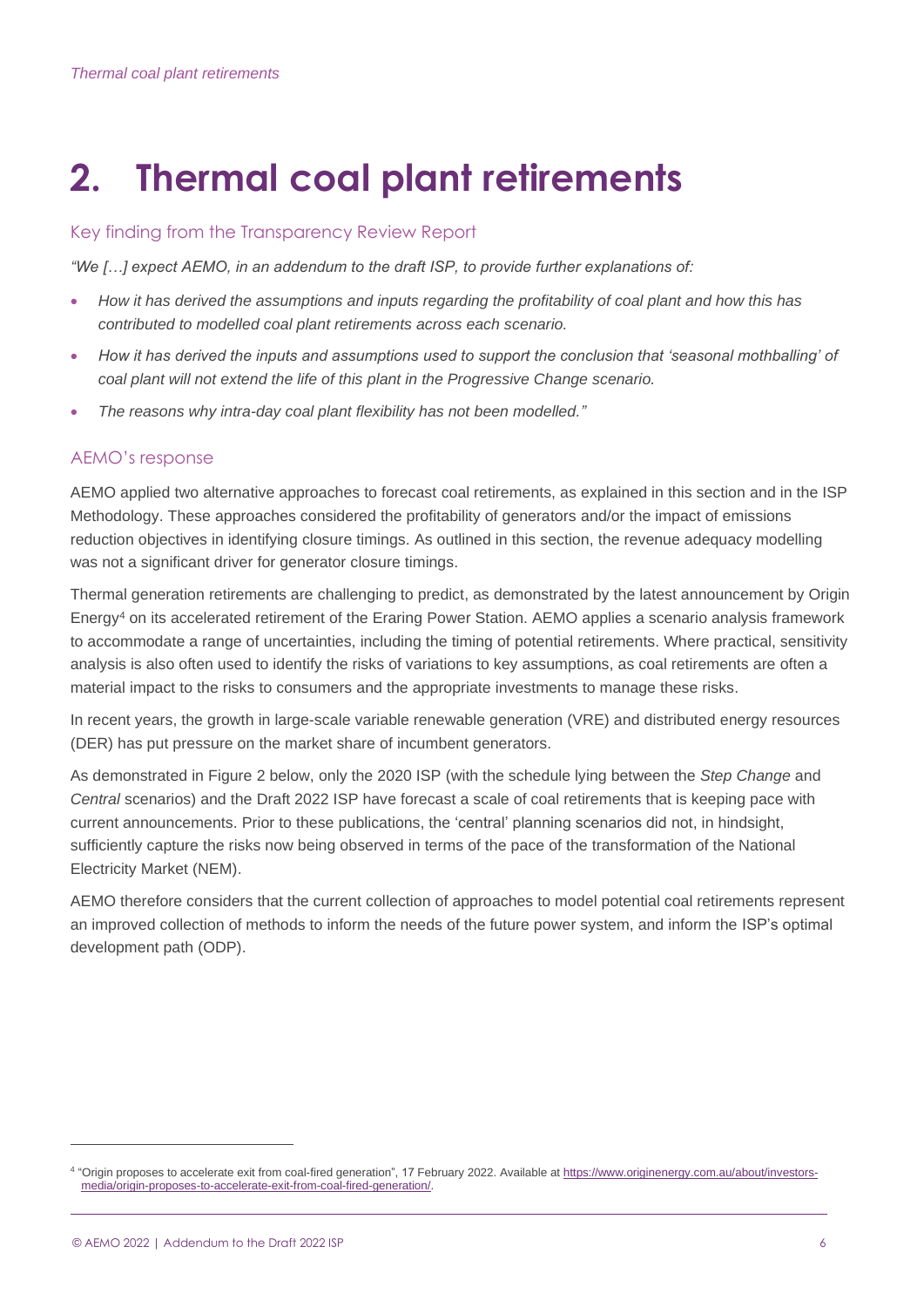# 2. Thermal coal plant retirements

## Key finding from the Transparency Review Report

*"We […] expect AEMO, in an addendum to the draft ISP, to provide further explanations of:*

- *How it has derived the assumptions and inputs regarding the profitability of coal plant and how this has contributed to modelled coal plant retirements across each scenario.*
- *How it has derived the inputs and assumptions used to support the conclusion that 'seasonal mothballing' of coal plant will not extend the life of this plant in the Progressive Change scenario.*
- *The reasons why intra-day coal plant flexibility has not been modelled."*

## AEMO's response

AEMO applied two alternative approaches to forecast coal retirements, as explained in this section and in the ISP Methodology. These approaches considered the profitability of generators and/or the impact of emissions reduction objectives in identifying closure timings. As outlined in this section, the revenue adequacy modelling was not a significant driver for generator closure timings.

Thermal generation retirements are challenging to predict, as demonstrated by the latest announcement by Origin Energy[4] on its accelerated retirement of the Eraring Power Station. AEMO applies a scenario analysis framework to accommodate a range of uncertainties, including the timing of potential retirements. Where practical, sensitivity analysis is also often used to identify the risks of variations to key assumptions, as coal retirements are often a material impact to the risks to consumers and the appropriate investments to manage these risks.

In recent years, the growth in large-scale variable renewable generation (VRE) and distributed energy resources (DER) has put pressure on the market share of incumbent generators.

As demonstrated in Figure 2 below, only the 2020 ISP (with the schedule lying between the *Step Change* and *Central* scenarios) and the Draft 2022 ISP have forecast a scale of coal retirements that is keeping pace with current announcements. Prior to these publications, the 'central' planning scenarios did not, in hindsight, sufficiently capture the risks now being observed in terms of the pace of the transformation of the National Electricity Market (NEM).

AEMO therefore considers that the current collection of approaches to model potential coal retirements represent an improved collection of methods to inform the needs of the future power system, and inform the ISP's optimal development path (ODP).

[4] "Origin proposes to accelerate exit from coal-fired generation", 17 February 2022. Available at https://www.originenergy.com.au/about/investors-media/origin-proposes-to-accelerate-exit-from-coal-fired-generation/.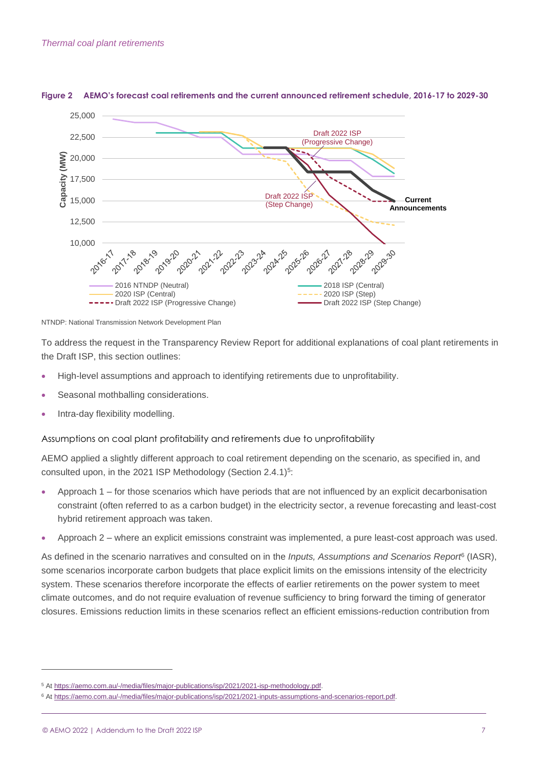*Thermal coal plant retirements*

**Figure 2 AEMO's forecast coal retirements and the current announced retirement schedule, 2016-17 to 2029-30**

NTNDP: National Transmission Network Development Plan

To address the request in the Transparency Review Report for additional explanations of coal plant retirements in the Draft ISP, this section outlines:

- High-level assumptions and approach to identifying retirements due to unprofitability.
- Seasonal mothballing considerations.
- Intra-day flexibility modelling.

## Assumptions on coal plant profitability and retirements due to unprofitability

AEMO applied a slightly different approach to coal retirement depending on the scenario, as specified in, and consulted upon, in the 2021 ISP Methodology (Section 2.4.1)[5]:

- Approach 1 – for those scenarios which have periods that are not influenced by an explicit decarbonisation constraint (often referred to as a carbon budget) in the electricity sector, a revenue forecasting and least-cost hybrid retirement approach was taken.
- Approach 2 – where an explicit emissions constraint was implemented, a pure least-cost approach was used.

As defined in the scenario narratives and consulted on in the *Inputs, Assumptions and Scenarios Report*[6] (IASR), some scenarios incorporate carbon budgets that place explicit limits on the emissions intensity of the electricity system. These scenarios therefore incorporate the effects of earlier retirements on the power system to meet climate outcomes, and do not require evaluation of revenue sufficiency to bring forward the timing of generator closures. Emissions reduction limits in these scenarios reflect an efficient emissions-reduction contribution from

---

[5] At https://aemo.com.au/-/media/files/major-publications/isp/2021/2021-isp-methodology.pdf.

[6] At https://aemo.com.au/-/media/files/major-publications/isp/2021/2021-inputs-assumptions-and-scenarios-report.pdf.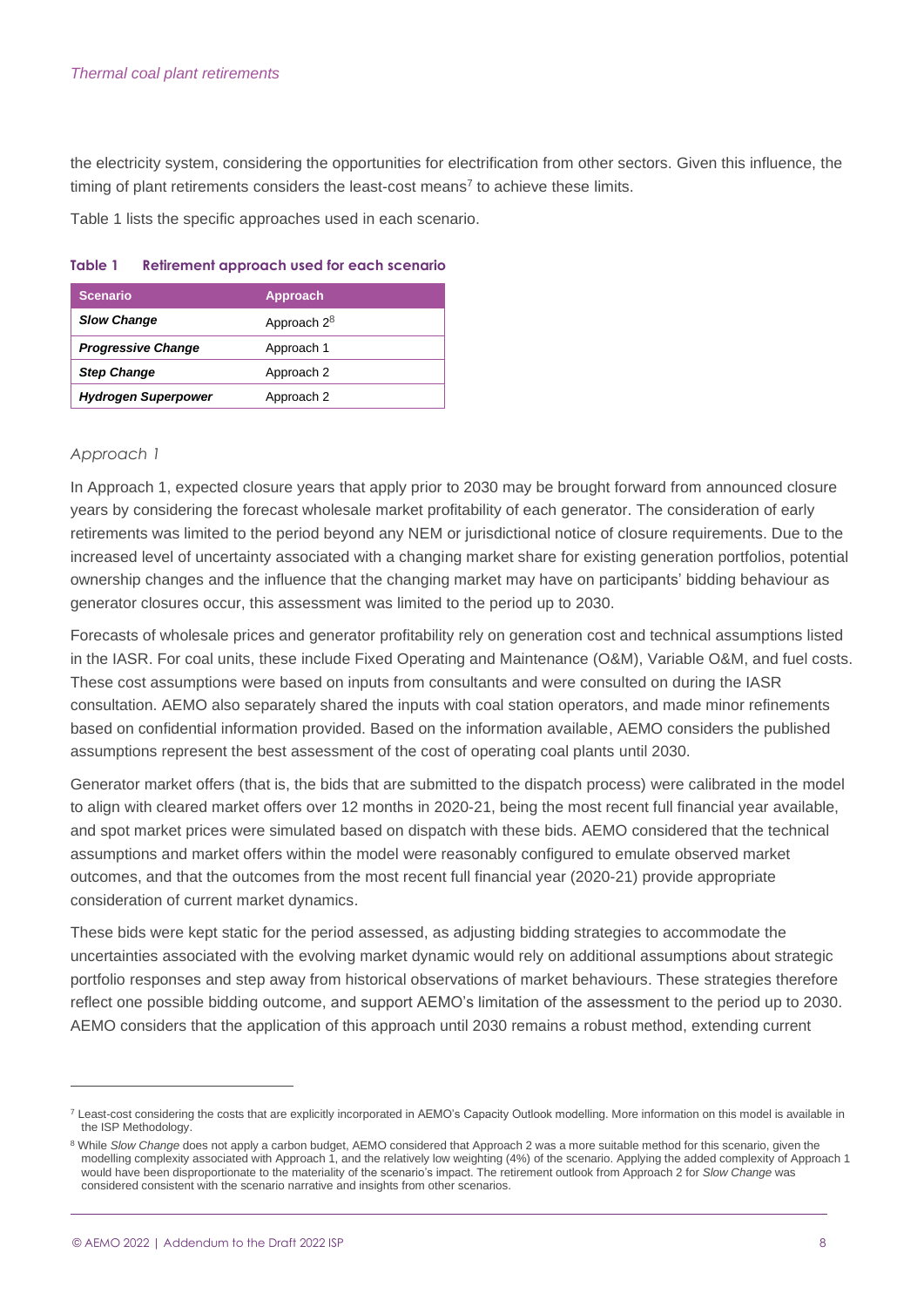the electricity system, considering the opportunities for electrification from other sectors. Given this influence, the timing of plant retirements considers the least-cost means[7] to achieve these limits.

Table 1 lists the specific approaches used in each scenario.

**Table 1 Retirement approach used for each scenario**

| Scenario | Approach |
| --- | --- |
| ***Slow Change*** | Approach 2[8] |
| ***Progressive Change*** | Approach 1 |
| ***Step Change*** | Approach 2 |
| ***Hydrogen Superpower*** | Approach 2 |

### *Approach 1*

In Approach 1, expected closure years that apply prior to 2030 may be brought forward from announced closure years by considering the forecast wholesale market profitability of each generator. The consideration of early retirements was limited to the period beyond any NEM or jurisdictional notice of closure requirements. Due to the increased level of uncertainty associated with a changing market share for existing generation portfolios, potential ownership changes and the influence that the changing market may have on participants' bidding behaviour as generator closures occur, this assessment was limited to the period up to 2030.

Forecasts of wholesale prices and generator profitability rely on generation cost and technical assumptions listed in the IASR. For coal units, these include Fixed Operating and Maintenance (O&M), Variable O&M, and fuel costs. These cost assumptions were based on inputs from consultants and were consulted on during the IASR consultation. AEMO also separately shared the inputs with coal station operators, and made minor refinements based on confidential information provided. Based on the information available, AEMO considers the published assumptions represent the best assessment of the cost of operating coal plants until 2030.

Generator market offers (that is, the bids that are submitted to the dispatch process) were calibrated in the model to align with cleared market offers over 12 months in 2020-21, being the most recent full financial year available, and spot market prices were simulated based on dispatch with these bids. AEMO considered that the technical assumptions and market offers within the model were reasonably configured to emulate observed market outcomes, and that the outcomes from the most recent full financial year (2020-21) provide appropriate consideration of current market dynamics.

These bids were kept static for the period assessed, as adjusting bidding strategies to accommodate the uncertainties associated with the evolving market dynamic would rely on additional assumptions about strategic portfolio responses and step away from historical observations of market behaviours. These strategies therefore reflect one possible bidding outcome, and support AEMO's limitation of the assessment to the period up to 2030. AEMO considers that the application of this approach until 2030 remains a robust method, extending current

---

[7] Least-cost considering the costs that are explicitly incorporated in AEMO's Capacity Outlook modelling. More information on this model is available in the ISP Methodology.

[8] While *Slow Change* does not apply a carbon budget, AEMO considered that Approach 2 was a more suitable method for this scenario, given the modelling complexity associated with Approach 1, and the relatively low weighting (4%) of the scenario. Applying the added complexity of Approach 1 would have been disproportionate to the materiality of the scenario's impact. The retirement outlook from Approach 2 for *Slow Change* was considered consistent with the scenario narrative and insights from other scenarios.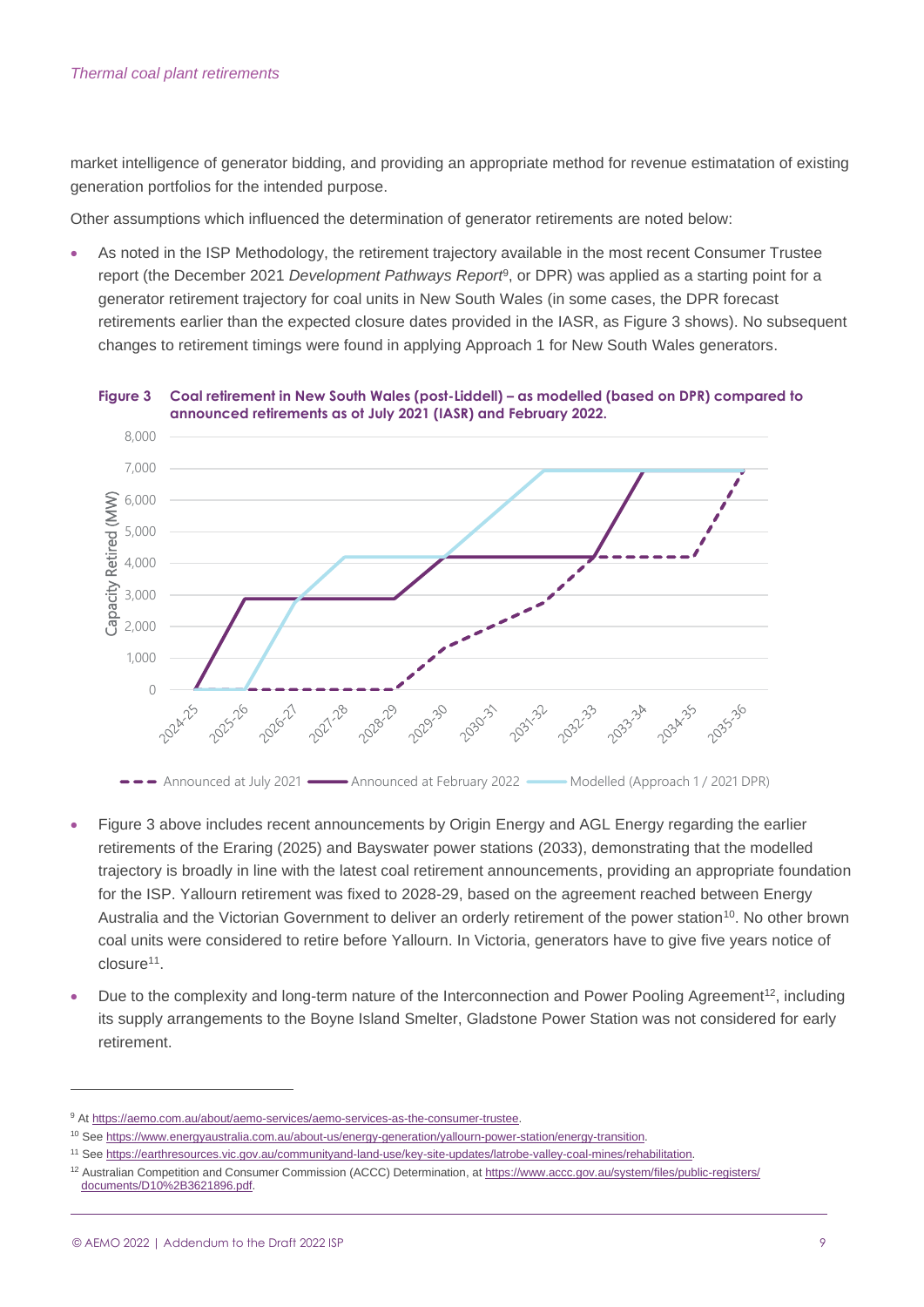market intelligence of generator bidding, and providing an appropriate method for revenue estimatation of existing generation portfolios for the intended purpose.

Other assumptions which influenced the determination of generator retirements are noted below:

- As noted in the ISP Methodology, the retirement trajectory available in the most recent Consumer Trustee report (the December 2021 *Development Pathways Report*[9], or DPR) was applied as a starting point for a generator retirement trajectory for coal units in New South Wales (in some cases, the DPR forecast retirements earlier than the expected closure dates provided in the IASR, as Figure 3 shows). No subsequent changes to retirement timings were found in applying Approach 1 for New South Wales generators.

**Figure 3 Coal retirement in New South Wales (post-Liddell) – as modelled (based on DPR) compared to announced retirements as of July 2021 (IASR) and February 2022.**

- Figure 3 above includes recent announcements by Origin Energy and AGL Energy regarding the earlier retirements of the Eraring (2025) and Bayswater power stations (2033), demonstrating that the modelled trajectory is broadly in line with the latest coal retirement announcements, providing an appropriate foundation for the ISP. Yallourn retirement was fixed to 2028-29, based on the agreement reached between Energy Australia and the Victorian Government to deliver an orderly retirement of the power station[10]. No other brown coal units were considered to retire before Yallourn. In Victoria, generators have to give five years notice of closure[11].
- Due to the complexity and long-term nature of the Interconnection and Power Pooling Agreement[12], including its supply arrangements to the Boyne Island Smelter, Gladstone Power Station was not considered for early retirement.

---

[9] At https://aemo.com.au/about/aemo-services/aemo-services-as-the-consumer-trustee.

[10] See https://www.energyaustralia.com.au/about-us/energy-generation/yallourn-power-station/energy-transition.

[11] See https://earthresources.vic.gov.au/communityand-land-use/key-site-updates/latrobe-valley-coal-mines/rehabilitation.

[12] Australian Competition and Consumer Commission (ACCC) Determination, at https://www.accc.gov.au/system/files/public-registers/documents/D10%2B3621896.pdf.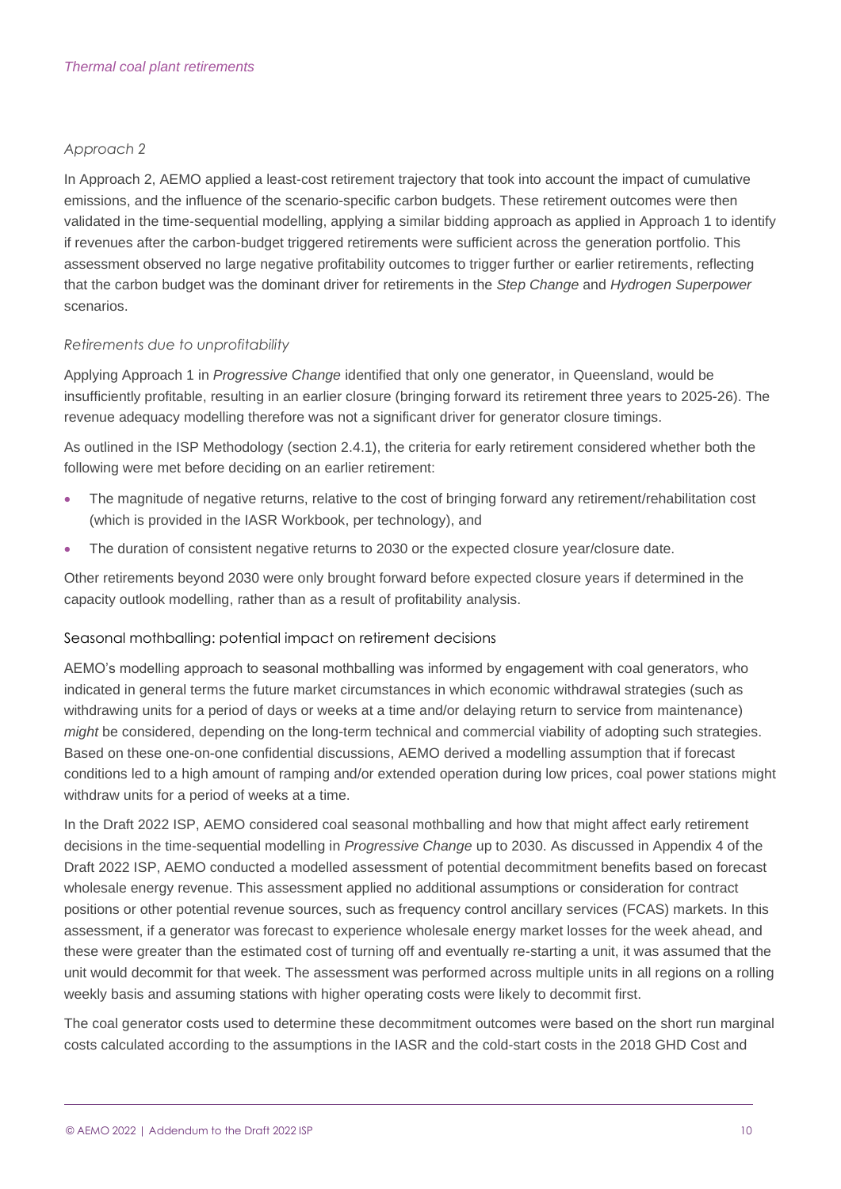*Thermal coal plant retirements*

*Approach 2*

In Approach 2, AEMO applied a least-cost retirement trajectory that took into account the impact of cumulative emissions, and the influence of the scenario-specific carbon budgets. These retirement outcomes were then validated in the time-sequential modelling, applying a similar bidding approach as applied in Approach 1 to identify if revenues after the carbon-budget triggered retirements were sufficient across the generation portfolio. This assessment observed no large negative profitability outcomes to trigger further or earlier retirements, reflecting that the carbon budget was the dominant driver for retirements in the *Step Change* and *Hydrogen Superpower* scenarios.

*Retirements due to unprofitability*

Applying Approach 1 in *Progressive Change* identified that only one generator, in Queensland, would be insufficiently profitable, resulting in an earlier closure (bringing forward its retirement three years to 2025-26). The revenue adequacy modelling therefore was not a significant driver for generator closure timings.

As outlined in the ISP Methodology (section 2.4.1), the criteria for early retirement considered whether both the following were met before deciding on an earlier retirement:

- The magnitude of negative returns, relative to the cost of bringing forward any retirement/rehabilitation cost (which is provided in the IASR Workbook, per technology), and
- The duration of consistent negative returns to 2030 or the expected closure year/closure date.

Other retirements beyond 2030 were only brought forward before expected closure years if determined in the capacity outlook modelling, rather than as a result of profitability analysis.

### Seasonal mothballing: potential impact on retirement decisions

AEMO's modelling approach to seasonal mothballing was informed by engagement with coal generators, who indicated in general terms the future market circumstances in which economic withdrawal strategies (such as withdrawing units for a period of days or weeks at a time and/or delaying return to service from maintenance) *might* be considered, depending on the long-term technical and commercial viability of adopting such strategies. Based on these one-on-one confidential discussions, AEMO derived a modelling assumption that if forecast conditions led to a high amount of ramping and/or extended operation during low prices, coal power stations might withdraw units for a period of weeks at a time.

In the Draft 2022 ISP, AEMO considered coal seasonal mothballing and how that might affect early retirement decisions in the time-sequential modelling in *Progressive Change* up to 2030. As discussed in Appendix 4 of the Draft 2022 ISP, AEMO conducted a modelled assessment of potential decommitment benefits based on forecast wholesale energy revenue. This assessment applied no additional assumptions or consideration for contract positions or other potential revenue sources, such as frequency control ancillary services (FCAS) markets. In this assessment, if a generator was forecast to experience wholesale energy market losses for the week ahead, and these were greater than the estimated cost of turning off and eventually re-starting a unit, it was assumed that the unit would decommit for that week. The assessment was performed across multiple units in all regions on a rolling weekly basis and assuming stations with higher operating costs were likely to decommit first.

The coal generator costs used to determine these decommitment outcomes were based on the short run marginal costs calculated according to the assumptions in the IASR and the cold-start costs in the 2018 GHD Cost and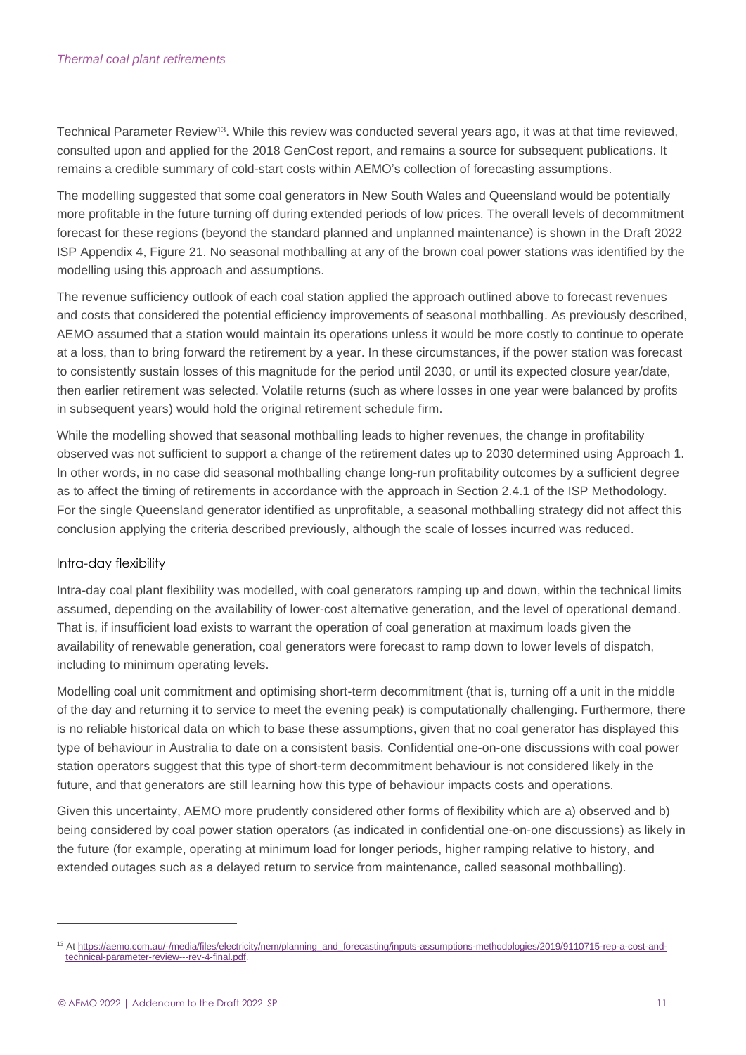Technical Parameter Review[13]. While this review was conducted several years ago, it was at that time reviewed, consulted upon and applied for the 2018 GenCost report, and remains a source for subsequent publications. It remains a credible summary of cold-start costs within AEMO's collection of forecasting assumptions.

The modelling suggested that some coal generators in New South Wales and Queensland would be potentially more profitable in the future turning off during extended periods of low prices. The overall levels of decommitment forecast for these regions (beyond the standard planned and unplanned maintenance) is shown in the Draft 2022 ISP Appendix 4, Figure 21. No seasonal mothballing at any of the brown coal power stations was identified by the modelling using this approach and assumptions.

The revenue sufficiency outlook of each coal station applied the approach outlined above to forecast revenues and costs that considered the potential efficiency improvements of seasonal mothballing. As previously described, AEMO assumed that a station would maintain its operations unless it would be more costly to continue to operate at a loss, than to bring forward the retirement by a year. In these circumstances, if the power station was forecast to consistently sustain losses of this magnitude for the period until 2030, or until its expected closure year/date, then earlier retirement was selected. Volatile returns (such as where losses in one year were balanced by profits in subsequent years) would hold the original retirement schedule firm.

While the modelling showed that seasonal mothballing leads to higher revenues, the change in profitability observed was not sufficient to support a change of the retirement dates up to 2030 determined using Approach 1. In other words, in no case did seasonal mothballing change long-run profitability outcomes by a sufficient degree as to affect the timing of retirements in accordance with the approach in Section 2.4.1 of the ISP Methodology. For the single Queensland generator identified as unprofitable, a seasonal mothballing strategy did not affect this conclusion applying the criteria described previously, although the scale of losses incurred was reduced.

### Intra-day flexibility

Intra-day coal plant flexibility was modelled, with coal generators ramping up and down, within the technical limits assumed, depending on the availability of lower-cost alternative generation, and the level of operational demand. That is, if insufficient load exists to warrant the operation of coal generation at maximum loads given the availability of renewable generation, coal generators were forecast to ramp down to lower levels of dispatch, including to minimum operating levels.

Modelling coal unit commitment and optimising short-term decommitment (that is, turning off a unit in the middle of the day and returning it to service to meet the evening peak) is computationally challenging. Furthermore, there is no reliable historical data on which to base these assumptions, given that no coal generator has displayed this type of behaviour in Australia to date on a consistent basis. Confidential one-on-one discussions with coal power station operators suggest that this type of short-term decommitment behaviour is not considered likely in the future, and that generators are still learning how this type of behaviour impacts costs and operations.

Given this uncertainty, AEMO more prudently considered other forms of flexibility which are a) observed and b) being considered by coal power station operators (as indicated in confidential one-on-one discussions) as likely in the future (for example, operating at minimum load for longer periods, higher ramping relative to history, and extended outages such as a delayed return to service from maintenance, called seasonal mothballing).

---

[13] At https://aemo.com.au/-/media/files/electricity/nem/planning_and_forecasting/inputs-assumptions-methodologies/2019/9110715-rep-a-cost-and-technical-parameter-review---rev-4-final.pdf.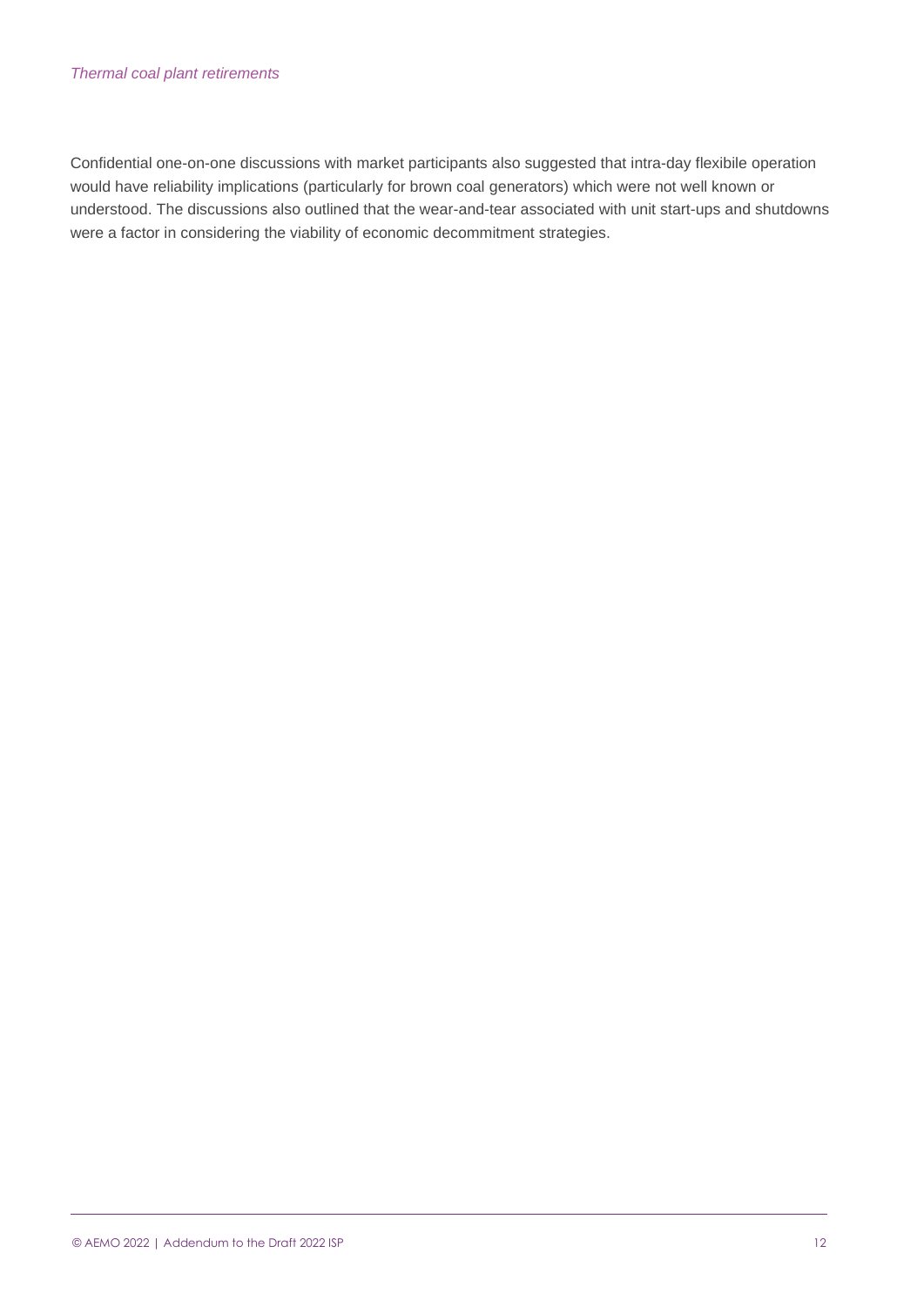*Thermal coal plant retirements*

Confidential one-on-one discussions with market participants also suggested that intra-day flexibile operation would have reliability implications (particularly for brown coal generators) which were not well known or understood. The discussions also outlined that the wear-and-tear associated with unit start-ups and shutdowns were a factor in considering the viability of economic decommitment strategies.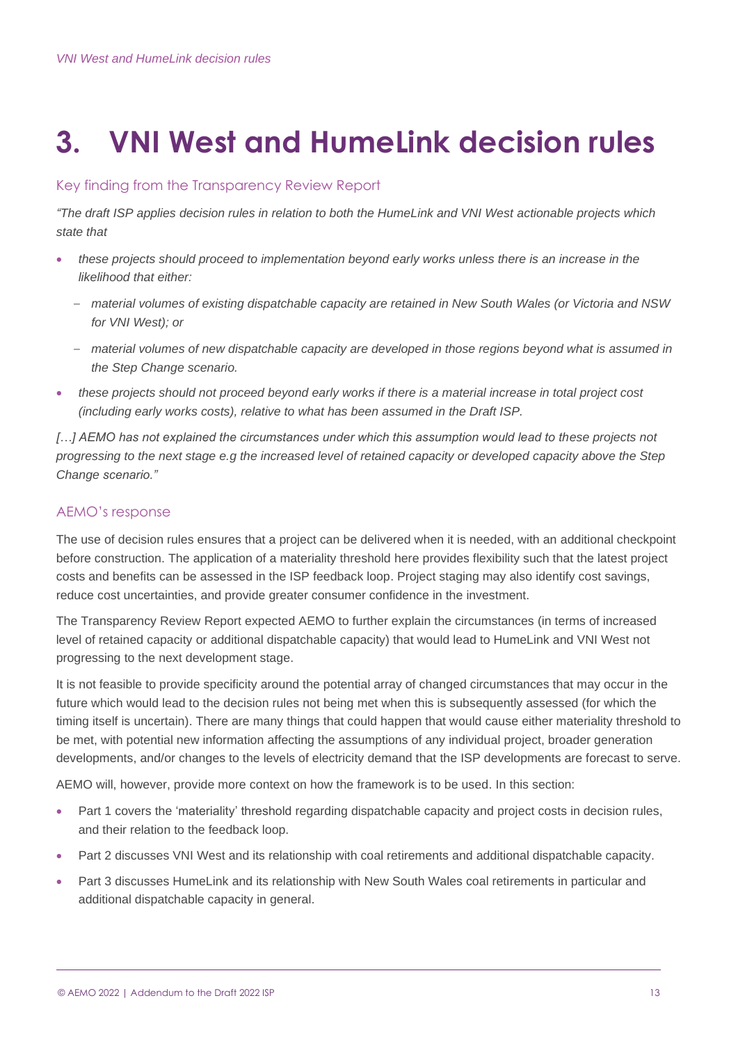# 3. VNI West and HumeLink decision rules

## Key finding from the Transparency Review Report

*"The draft ISP applies decision rules in relation to both the HumeLink and VNI West actionable projects which state that*

- *these projects should proceed to implementation beyond early works unless there is an increase in the likelihood that either:*
  - *material volumes of existing dispatchable capacity are retained in New South Wales (or Victoria and NSW for VNI West); or*
  - *material volumes of new dispatchable capacity are developed in those regions beyond what is assumed in the Step Change scenario.*
- *these projects should not proceed beyond early works if there is a material increase in total project cost (including early works costs), relative to what has been assumed in the Draft ISP.*

*[…] AEMO has not explained the circumstances under which this assumption would lead to these projects not progressing to the next stage e.g the increased level of retained capacity or developed capacity above the Step Change scenario."*

## AEMO's response

The use of decision rules ensures that a project can be delivered when it is needed, with an additional checkpoint before construction. The application of a materiality threshold here provides flexibility such that the latest project costs and benefits can be assessed in the ISP feedback loop. Project staging may also identify cost savings, reduce cost uncertainties, and provide greater consumer confidence in the investment.

The Transparency Review Report expected AEMO to further explain the circumstances (in terms of increased level of retained capacity or additional dispatchable capacity) that would lead to HumeLink and VNI West not progressing to the next development stage.

It is not feasible to provide specificity around the potential array of changed circumstances that may occur in the future which would lead to the decision rules not being met when this is subsequently assessed (for which the timing itself is uncertain). There are many things that could happen that would cause either materiality threshold to be met, with potential new information affecting the assumptions of any individual project, broader generation developments, and/or changes to the levels of electricity demand that the ISP developments are forecast to serve.

AEMO will, however, provide more context on how the framework is to be used. In this section:

- Part 1 covers the 'materiality' threshold regarding dispatchable capacity and project costs in decision rules, and their relation to the feedback loop.
- Part 2 discusses VNI West and its relationship with coal retirements and additional dispatchable capacity.
- Part 3 discusses HumeLink and its relationship with New South Wales coal retirements in particular and additional dispatchable capacity in general.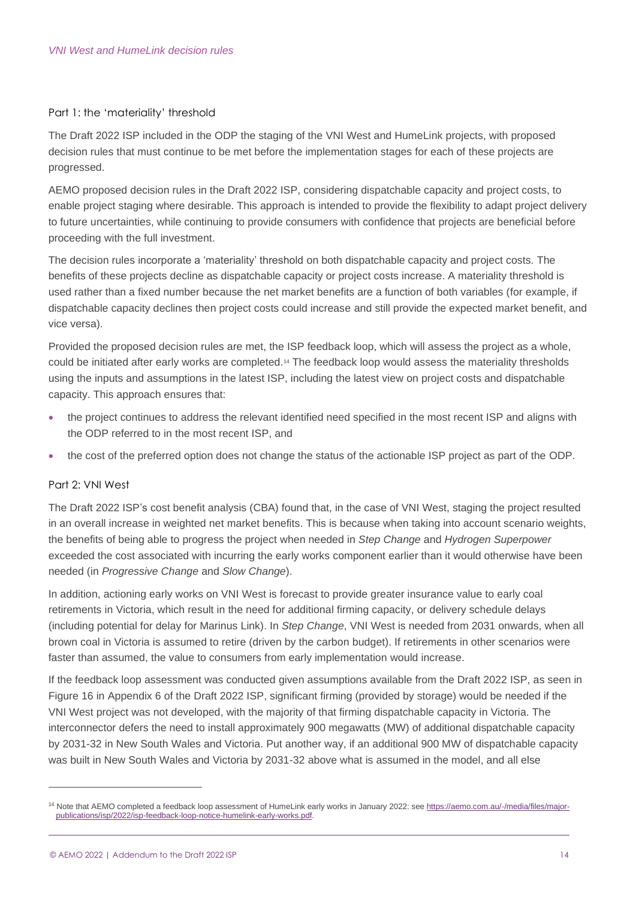## VNI West and HumeLink decision rules

### Part 1: the 'materiality' threshold

The Draft 2022 ISP included in the ODP the staging of the VNI West and HumeLink projects, with proposed decision rules that must continue to be met before the implementation stages for each of these projects are progressed.

AEMO proposed decision rules in the Draft 2022 ISP, considering dispatchable capacity and project costs, to enable project staging where desirable. This approach is intended to provide the flexibility to adapt project delivery to future uncertainties, while continuing to provide consumers with confidence that projects are beneficial before proceeding with the full investment.

The decision rules incorporate a 'materiality' threshold on both dispatchable capacity and project costs. The benefits of these projects decline as dispatchable capacity or project costs increase. A materiality threshold is used rather than a fixed number because the net market benefits are a function of both variables (for example, if dispatchable capacity declines then project costs could increase and still provide the expected market benefit, and vice versa).

Provided the proposed decision rules are met, the ISP feedback loop, which will assess the project as a whole, could be initiated after early works are completed.[14] The feedback loop would assess the materiality thresholds using the inputs and assumptions in the latest ISP, including the latest view on project costs and dispatchable capacity. This approach ensures that:

- the project continues to address the relevant identified need specified in the most recent ISP and aligns with the ODP referred to in the most recent ISP, and
- the cost of the preferred option does not change the status of the actionable ISP project as part of the ODP.

### Part 2: VNI West

The Draft 2022 ISP's cost benefit analysis (CBA) found that, in the case of VNI West, staging the project resulted in an overall increase in weighted net market benefits. This is because when taking into account scenario weights, the benefits of being able to progress the project when needed in *Step Change* and *Hydrogen Superpower* exceeded the cost associated with incurring the early works component earlier than it would otherwise have been needed (in *Progressive Change* and *Slow Change*).

In addition, actioning early works on VNI West is forecast to provide greater insurance value to early coal retirements in Victoria, which result in the need for additional firming capacity, or delivery schedule delays (including potential for delay for Marinus Link). In *Step Change*, VNI West is needed from 2031 onwards, when all brown coal in Victoria is assumed to retire (driven by the carbon budget). If retirements in other scenarios were faster than assumed, the value to consumers from early implementation would increase.

If the feedback loop assessment was conducted given assumptions available from the Draft 2022 ISP, as seen in Figure 16 in Appendix 6 of the Draft 2022 ISP, significant firming (provided by storage) would be needed if the VNI West project was not developed, with the majority of that firming dispatchable capacity in Victoria. The interconnector defers the need to install approximately 900 megawatts (MW) of additional dispatchable capacity by 2031-32 in New South Wales and Victoria. Put another way, if an additional 900 MW of dispatchable capacity was built in New South Wales and Victoria by 2031-32 above what is assumed in the model, and all else

[14] Note that AEMO completed a feedback loop assessment of HumeLink early works in January 2022: see https://aemo.com.au/-/media/files/major-publications/isp/2022/isp-feedback-loop-notice-humelink-early-works.pdf.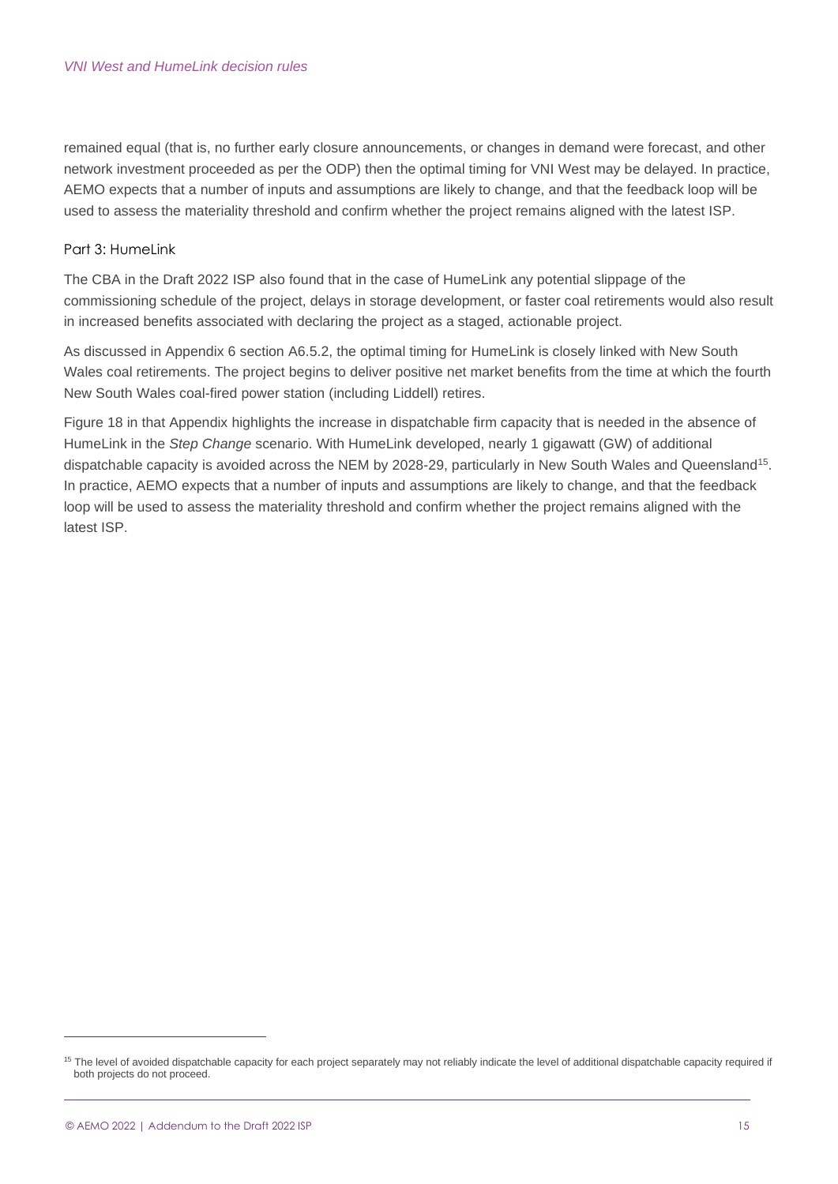remained equal (that is, no further early closure announcements, or changes in demand were forecast, and other network investment proceeded as per the ODP) then the optimal timing for VNI West may be delayed. In practice, AEMO expects that a number of inputs and assumptions are likely to change, and that the feedback loop will be used to assess the materiality threshold and confirm whether the project remains aligned with the latest ISP.

### Part 3: HumeLink

The CBA in the Draft 2022 ISP also found that in the case of HumeLink any potential slippage of the commissioning schedule of the project, delays in storage development, or faster coal retirements would also result in increased benefits associated with declaring the project as a staged, actionable project.

As discussed in Appendix 6 section A6.5.2, the optimal timing for HumeLink is closely linked with New South Wales coal retirements. The project begins to deliver positive net market benefits from the time at which the fourth New South Wales coal-fired power station (including Liddell) retires.

Figure 18 in that Appendix highlights the increase in dispatchable firm capacity that is needed in the absence of HumeLink in the *Step Change* scenario. With HumeLink developed, nearly 1 gigawatt (GW) of additional dispatchable capacity is avoided across the NEM by 2028-29, particularly in New South Wales and Queensland[15]. In practice, AEMO expects that a number of inputs and assumptions are likely to change, and that the feedback loop will be used to assess the materiality threshold and confirm whether the project remains aligned with the latest ISP.

[15] The level of avoided dispatchable capacity for each project separately may not reliably indicate the level of additional dispatchable capacity required if both projects do not proceed.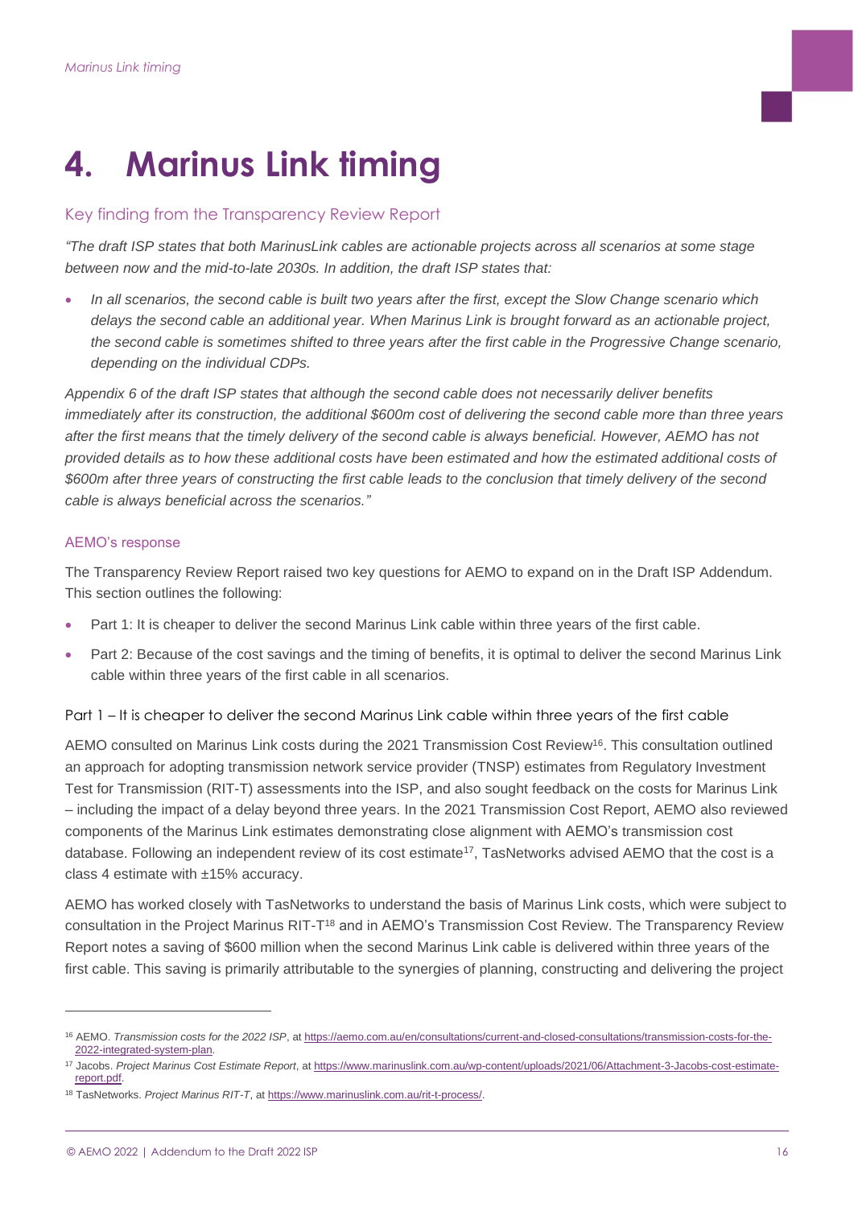# 4. Marinus Link timing

## Key finding from the Transparency Review Report

*"The draft ISP states that both MarinusLink cables are actionable projects across all scenarios at some stage between now and the mid-to-late 2030s. In addition, the draft ISP states that:*

- *In all scenarios, the second cable is built two years after the first, except the Slow Change scenario which delays the second cable an additional year. When Marinus Link is brought forward as an actionable project, the second cable is sometimes shifted to three years after the first cable in the Progressive Change scenario, depending on the individual CDPs.*

*Appendix 6 of the draft ISP states that although the second cable does not necessarily deliver benefits immediately after its construction, the additional $600m cost of delivering the second cable more than three years after the first means that the timely delivery of the second cable is always beneficial. However, AEMO has not provided details as to how these additional costs have been estimated and how the estimated additional costs of $600m after three years of constructing the first cable leads to the conclusion that timely delivery of the second cable is always beneficial across the scenarios."*

### AEMO's response

The Transparency Review Report raised two key questions for AEMO to expand on in the Draft ISP Addendum. This section outlines the following:

- Part 1: It is cheaper to deliver the second Marinus Link cable within three years of the first cable.
- Part 2: Because of the cost savings and the timing of benefits, it is optimal to deliver the second Marinus Link cable within three years of the first cable in all scenarios.

### Part 1 – It is cheaper to deliver the second Marinus Link cable within three years of the first cable

AEMO consulted on Marinus Link costs during the 2021 Transmission Cost Review[16]. This consultation outlined an approach for adopting transmission network service provider (TNSP) estimates from Regulatory Investment Test for Transmission (RIT-T) assessments into the ISP, and also sought feedback on the costs for Marinus Link – including the impact of a delay beyond three years. In the 2021 Transmission Cost Report, AEMO also reviewed components of the Marinus Link estimates demonstrating close alignment with AEMO's transmission cost database. Following an independent review of its cost estimate[17], TasNetworks advised AEMO that the cost is a class 4 estimate with ±15% accuracy.

AEMO has worked closely with TasNetworks to understand the basis of Marinus Link costs, which were subject to consultation in the Project Marinus RIT-T[18] and in AEMO's Transmission Cost Review. The Transparency Review Report notes a saving of $600 million when the second Marinus Link cable is delivered within three years of the first cable. This saving is primarily attributable to the synergies of planning, constructing and delivering the project

---

[16] AEMO. *Transmission costs for the 2022 ISP*, at https://aemo.com.au/en/consultations/current-and-closed-consultations/transmission-costs-for-the-2022-integrated-system-plan.

[17] Jacobs. *Project Marinus Cost Estimate Report*, at https://www.marinuslink.com.au/wp-content/uploads/2021/06/Attachment-3-Jacobs-cost-estimate-report.pdf.

[18] TasNetworks. *Project Marinus RIT-T*, at https://www.marinuslink.com.au/rit-t-process/.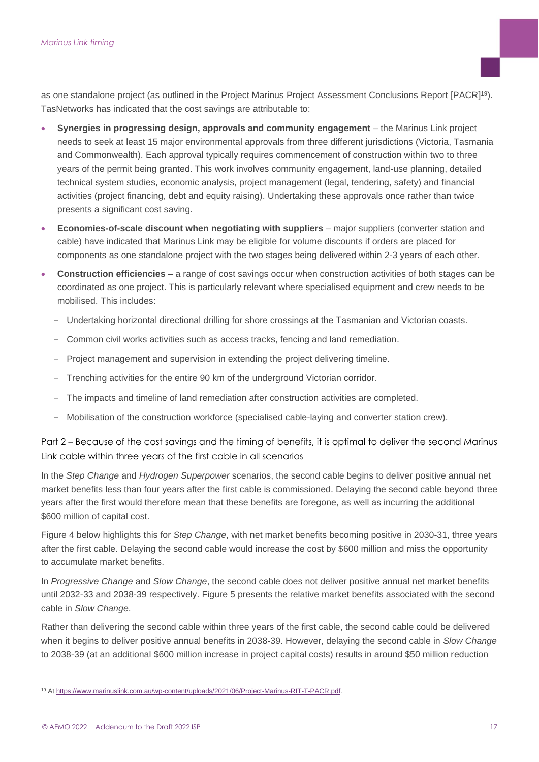as one standalone project (as outlined in the Project Marinus Project Assessment Conclusions Report [PACR][19]). TasNetworks has indicated that the cost savings are attributable to:

- **Synergies in progressing design, approvals and community engagement** – the Marinus Link project needs to seek at least 15 major environmental approvals from three different jurisdictions (Victoria, Tasmania and Commonwealth). Each approval typically requires commencement of construction within two to three years of the permit being granted. This work involves community engagement, land-use planning, detailed technical system studies, economic analysis, project management (legal, tendering, safety) and financial activities (project financing, debt and equity raising). Undertaking these approvals once rather than twice presents a significant cost saving.
- **Economies-of-scale discount when negotiating with suppliers** – major suppliers (converter station and cable) have indicated that Marinus Link may be eligible for volume discounts if orders are placed for components as one standalone project with the two stages being delivered within 2-3 years of each other.
- **Construction efficiencies** – a range of cost savings occur when construction activities of both stages can be coordinated as one project. This is particularly relevant where specialised equipment and crew needs to be mobilised. This includes:
  - Undertaking horizontal directional drilling for shore crossings at the Tasmanian and Victorian coasts.
  - Common civil works activities such as access tracks, fencing and land remediation.
  - Project management and supervision in extending the project delivering timeline.
  - Trenching activities for the entire 90 km of the underground Victorian corridor.
  - The impacts and timeline of land remediation after construction activities are completed.
  - Mobilisation of the construction workforce (specialised cable-laying and converter station crew).

### Part 2 – Because of the cost savings and the timing of benefits, it is optimal to deliver the second Marinus Link cable within three years of the first cable in all scenarios

In the *Step Change* and *Hydrogen Superpower* scenarios, the second cable begins to deliver positive annual net market benefits less than four years after the first cable is commissioned. Delaying the second cable beyond three years after the first would therefore mean that these benefits are foregone, as well as incurring the additional $600 million of capital cost.

Figure 4 below highlights this for *Step Change*, with net market benefits becoming positive in 2030-31, three years after the first cable. Delaying the second cable would increase the cost by $600 million and miss the opportunity to accumulate market benefits.

In *Progressive Change* and *Slow Change*, the second cable does not deliver positive annual net market benefits until 2032-33 and 2038-39 respectively. Figure 5 presents the relative market benefits associated with the second cable in *Slow Change*.

Rather than delivering the second cable within three years of the first cable, the second cable could be delivered when it begins to deliver positive annual benefits in 2038-39. However, delaying the second cable in *Slow Change* to 2038-39 (at an additional $600 million increase in project capital costs) results in around $50 million reduction

[19] At https://www.marinuslink.com.au/wp-content/uploads/2021/06/Project-Marinus-RIT-T-PACR.pdf.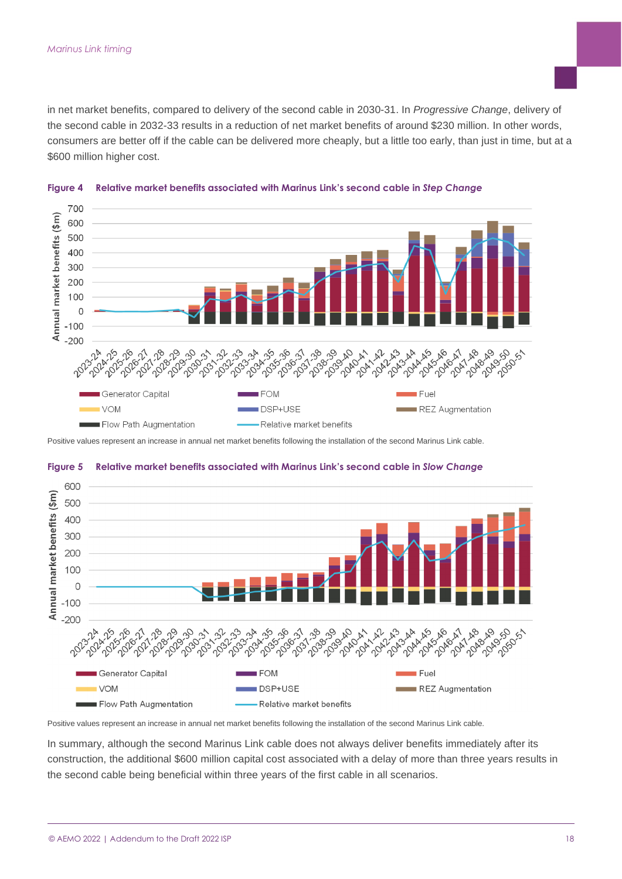in net market benefits, compared to delivery of the second cable in 2030-31. In *Progressive Change*, delivery of the second cable in 2032-33 results in a reduction of net market benefits of around $230 million. In other words, consumers are better off if the cable can be delivered more cheaply, but a little too early, than just in time, but at a $600 million higher cost.

**Figure 4 Relative market benefits associated with Marinus Link's second cable in *Step Change***

Positive values represent an increase in annual net market benefits following the installation of the second Marinus Link cable.

**Figure 5 Relative market benefits associated with Marinus Link's second cable in *Slow Change***

Positive values represent an increase in annual net market benefits following the installation of the second Marinus Link cable.

In summary, although the second Marinus Link cable does not always deliver benefits immediately after its construction, the additional $600 million capital cost associated with a delay of more than three years results in the second cable being beneficial within three years of the first cable in all scenarios.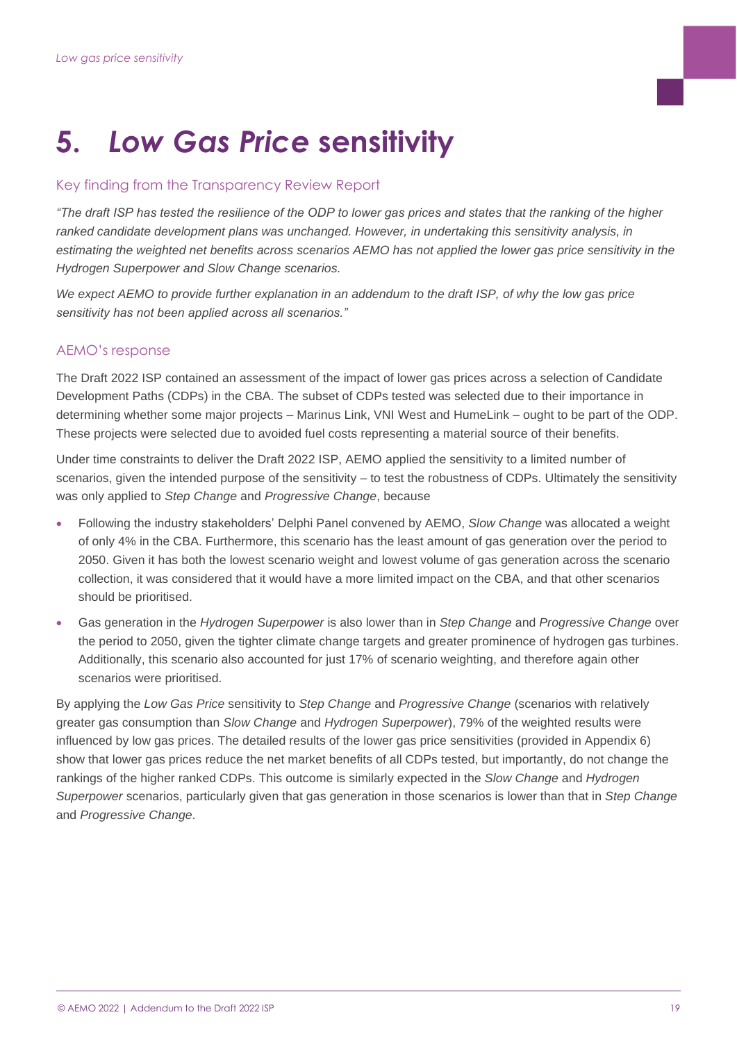# 5. *Low Gas Price* sensitivity

## Key finding from the Transparency Review Report

*"The draft ISP has tested the resilience of the ODP to lower gas prices and states that the ranking of the higher ranked candidate development plans was unchanged. However, in undertaking this sensitivity analysis, in estimating the weighted net benefits across scenarios AEMO has not applied the lower gas price sensitivity in the Hydrogen Superpower and Slow Change scenarios.*

*We expect AEMO to provide further explanation in an addendum to the draft ISP, of why the low gas price sensitivity has not been applied across all scenarios."*

## AEMO's response

The Draft 2022 ISP contained an assessment of the impact of lower gas prices across a selection of Candidate Development Paths (CDPs) in the CBA. The subset of CDPs tested was selected due to their importance in determining whether some major projects – Marinus Link, VNI West and HumeLink – ought to be part of the ODP. These projects were selected due to avoided fuel costs representing a material source of their benefits.

Under time constraints to deliver the Draft 2022 ISP, AEMO applied the sensitivity to a limited number of scenarios, given the intended purpose of the sensitivity – to test the robustness of CDPs. Ultimately the sensitivity was only applied to *Step Change* and *Progressive Change*, because

- Following the industry stakeholders' Delphi Panel convened by AEMO, *Slow Change* was allocated a weight of only 4% in the CBA. Furthermore, this scenario has the least amount of gas generation over the period to 2050. Given it has both the lowest scenario weight and lowest volume of gas generation across the scenario collection, it was considered that it would have a more limited impact on the CBA, and that other scenarios should be prioritised.
- Gas generation in the *Hydrogen Superpower* is also lower than in *Step Change* and *Progressive Change* over the period to 2050, given the tighter climate change targets and greater prominence of hydrogen gas turbines. Additionally, this scenario also accounted for just 17% of scenario weighting, and therefore again other scenarios were prioritised.

By applying the *Low Gas Price* sensitivity to *Step Change* and *Progressive Change* (scenarios with relatively greater gas consumption than *Slow Change* and *Hydrogen Superpower*), 79% of the weighted results were influenced by low gas prices. The detailed results of the lower gas price sensitivities (provided in Appendix 6) show that lower gas prices reduce the net market benefits of all CDPs tested, but importantly, do not change the rankings of the higher ranked CDPs. This outcome is similarly expected in the *Slow Change* and *Hydrogen Superpower* scenarios, particularly given that gas generation in those scenarios is lower than that in *Step Change* and *Progressive Change*.